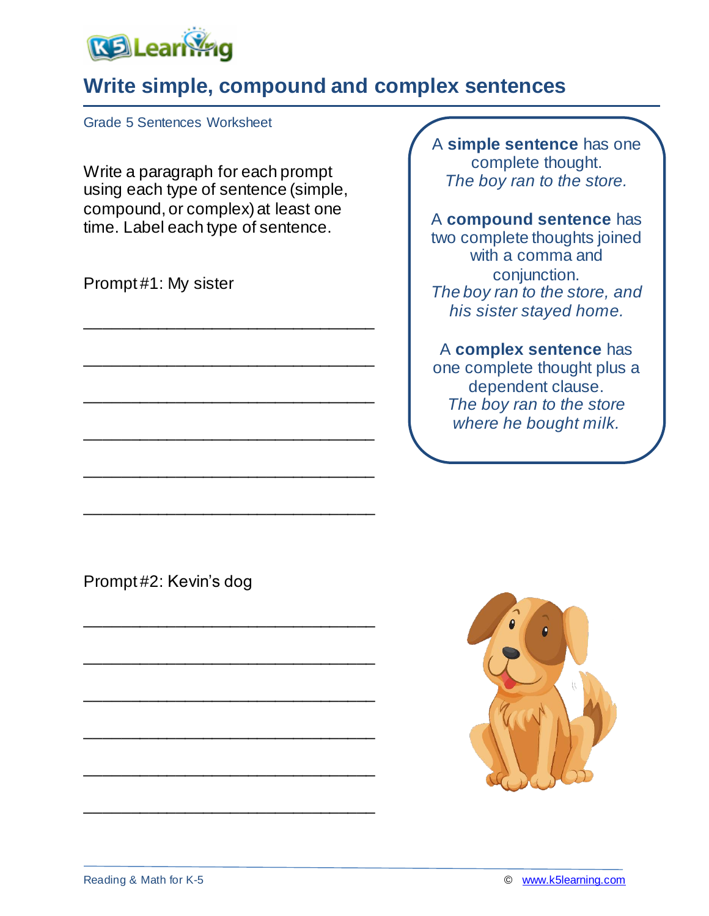# Write simple, compound and complex sentences

Grade 5 Sentences Worksheet

Write a paragraph for each prompt using each type of sentence (simple, compound, or complex) at least one time. Label each type of sentence.

A **simple sentence** has one complete thought.
*The boy ran to the store.*

A **compound sentence** has two complete thoughts joined with a comma and conjunction.
*The boy ran to the store, and his sister stayed home.*

A **complex sentence** has one complete thought plus a dependent clause.
*The boy ran to the store where he bought milk.*

Prompt #1: My sister

______________________________

______________________________

______________________________

______________________________

______________________________

______________________________

Prompt #2: Kevin's dog

______________________________

______________________________

______________________________

______________________________

______________________________

______________________________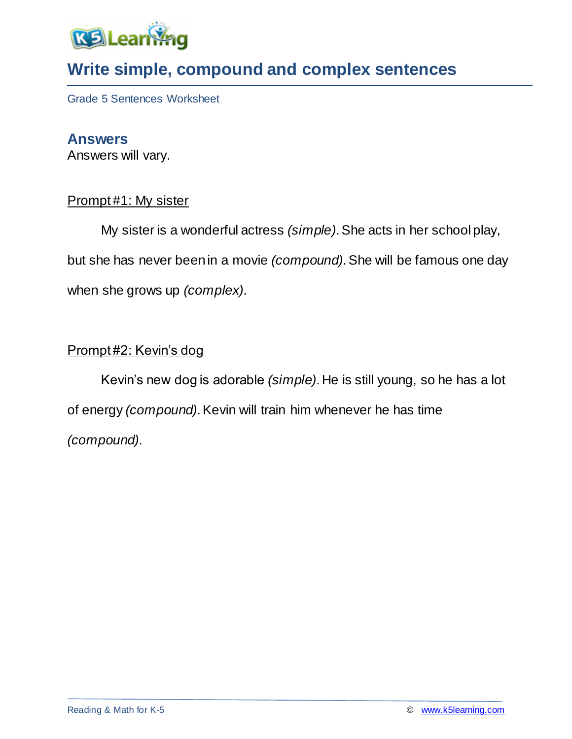# Write simple, compound and complex sentences

Grade 5 Sentences Worksheet

## Answers

Answers will vary.

Prompt #1: My sister

My sister is a wonderful actress *(simple)*. She acts in her school play, but she has never been in a movie *(compound)*. She will be famous one day when she grows up *(complex)*.

Prompt #2: Kevin's dog

Kevin's new dog is adorable *(simple)*. He is still young, so he has a lot of energy *(compound)*. Kevin will train him whenever he has time *(compound)*.